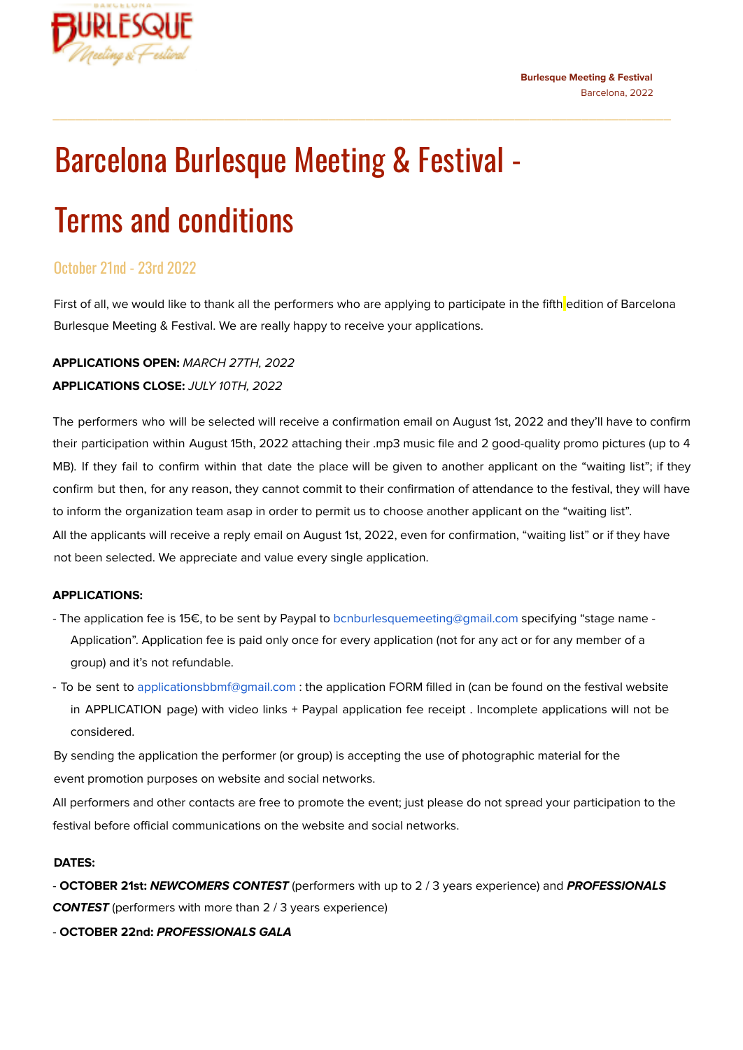# Barcelona Burlesque Meeting & Festival - Terms and conditions

## October 21nd - 23rd 2022

First of all, we would like to thank all the performers who are applying to participate in the fifth edition of Barcelona Burlesque Meeting & Festival. We are really happy to receive your applications.

**APPLICATIONS OPEN:** *MARCH 27TH, 2022*

**APPLICATIONS CLOSE:** *JULY 10TH, 2022*

The performers who will be selected will receive a confirmation email on August 1st, 2022 and they'll have to confirm their participation within August 15th, 2022 attaching their .mp3 music file and 2 good-quality promo pictures (up to 4 MB). If they fail to confirm within that date the place will be given to another applicant on the "waiting list"; if they confirm but then, for any reason, they cannot commit to their confirmation of attendance to the festival, they will have to inform the organization team asap in order to permit us to choose another applicant on the "waiting list".

All the applicants will receive a reply email on August 1st, 2022, even for confirmation, "waiting list" or if they have not been selected. We appreciate and value every single application.

**APPLICATIONS:**

- The application fee is 15€, to be sent by Paypal to bcnburlesquemeeting@gmail.com specifying "stage name - Application". Application fee is paid only once for every application (not for any act or for any member of a group) and it's not refundable.
- To be sent to applicationsbbmf@gmail.com : the application FORM filled in (can be found on the festival website in APPLICATION page) with video links + Paypal application fee receipt . Incomplete applications will not be considered.

By sending the application the performer (or group) is accepting the use of photographic material for the event promotion purposes on website and social networks.

All performers and other contacts are free to promote the event; just please do not spread your participation to the festival before official communications on the website and social networks.

**DATES:**

- **OCTOBER 21st:** ***NEWCOMERS CONTEST*** (performers with up to 2 / 3 years experience) and ***PROFESSIONALS CONTEST*** (performers with more than 2 / 3 years experience)
- **OCTOBER 22nd:** ***PROFESSIONALS GALA***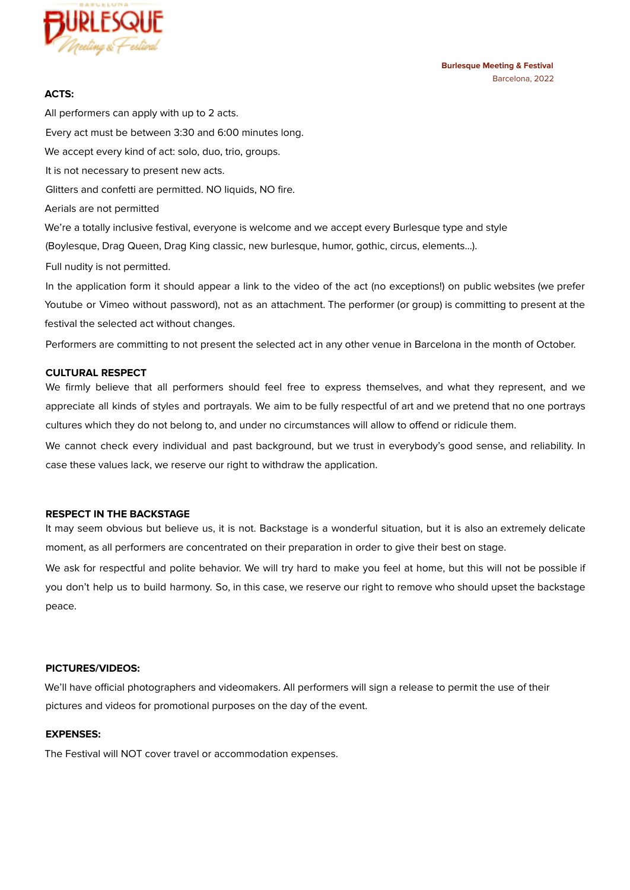## ACTS:

All performers can apply with up to 2 acts.

Every act must be between 3:30 and 6:00 minutes long.

We accept every kind of act: solo, duo, trio, groups.

It is not necessary to present new acts.

Glitters and confetti are permitted. NO liquids, NO fire.

Aerials are not permitted

We're a totally inclusive festival, everyone is welcome and we accept every Burlesque type and style (Boylesque, Drag Queen, Drag King classic, new burlesque, humor, gothic, circus, elements...).

Full nudity is not permitted.

In the application form it should appear a link to the video of the act (no exceptions!) on public websites (we prefer Youtube or Vimeo without password), not as an attachment. The performer (or group) is committing to present at the festival the selected act without changes.

Performers are committing to not present the selected act in any other venue in Barcelona in the month of October.

## CULTURAL RESPECT

We firmly believe that all performers should feel free to express themselves, and what they represent, and we appreciate all kinds of styles and portrayals. We aim to be fully respectful of art and we pretend that no one portrays cultures which they do not belong to, and under no circumstances will allow to offend or ridicule them.

We cannot check every individual and past background, but we trust in everybody's good sense, and reliability. In case these values lack, we reserve our right to withdraw the application.

## RESPECT IN THE BACKSTAGE

It may seem obvious but believe us, it is not. Backstage is a wonderful situation, but it is also an extremely delicate moment, as all performers are concentrated on their preparation in order to give their best on stage.

We ask for respectful and polite behavior. We will try hard to make you feel at home, but this will not be possible if you don't help us to build harmony. So, in this case, we reserve our right to remove who should upset the backstage peace.

## PICTURES/VIDEOS:

We'll have official photographers and videomakers. All performers will sign a release to permit the use of their pictures and videos for promotional purposes on the day of the event.

## EXPENSES:

The Festival will NOT cover travel or accommodation expenses.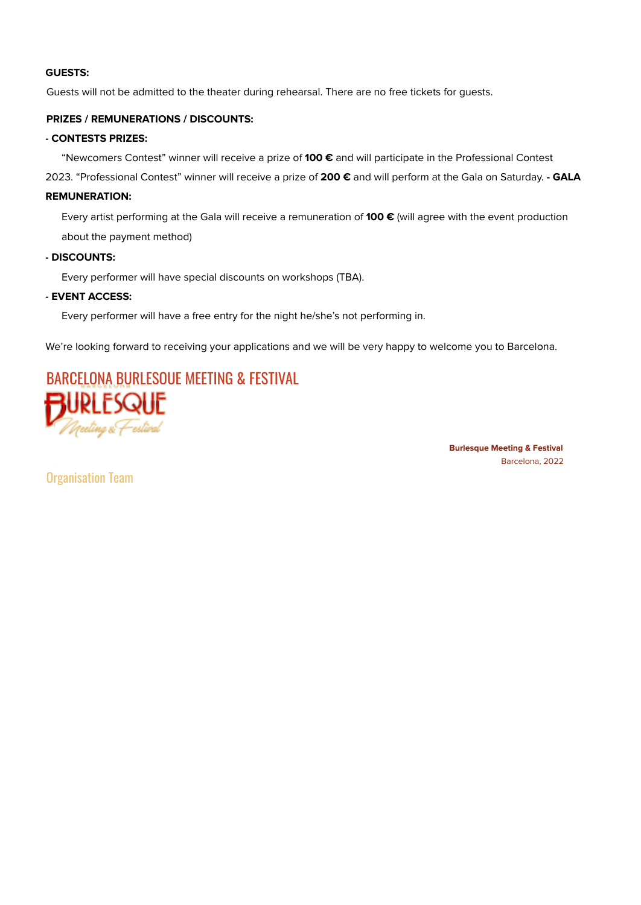**GUESTS:**

Guests will not be admitted to the theater during rehearsal. There are no free tickets for guests.

**PRIZES / REMUNERATIONS / DISCOUNTS:**

**- CONTESTS PRIZES:**

"Newcomers Contest" winner will receive a prize of **100 €** and will participate in the Professional Contest 2023. "Professional Contest" winner will receive a prize of **200 €** and will perform at the Gala on Saturday.

**- GALA REMUNERATION:**

Every artist performing at the Gala will receive a remuneration of **100 €** (will agree with the event production about the payment method)

**- DISCOUNTS:**

Every performer will have special discounts on workshops (TBA).

**- EVENT ACCESS:**

Every performer will have a free entry for the night he/she's not performing in.

We're looking forward to receiving your applications and we will be very happy to welcome you to Barcelona.

BARCELONA BURLESQUE MEETING & FESTIVAL

Organisation Team

**Burlesque Meeting & Festival**
Barcelona, 2022